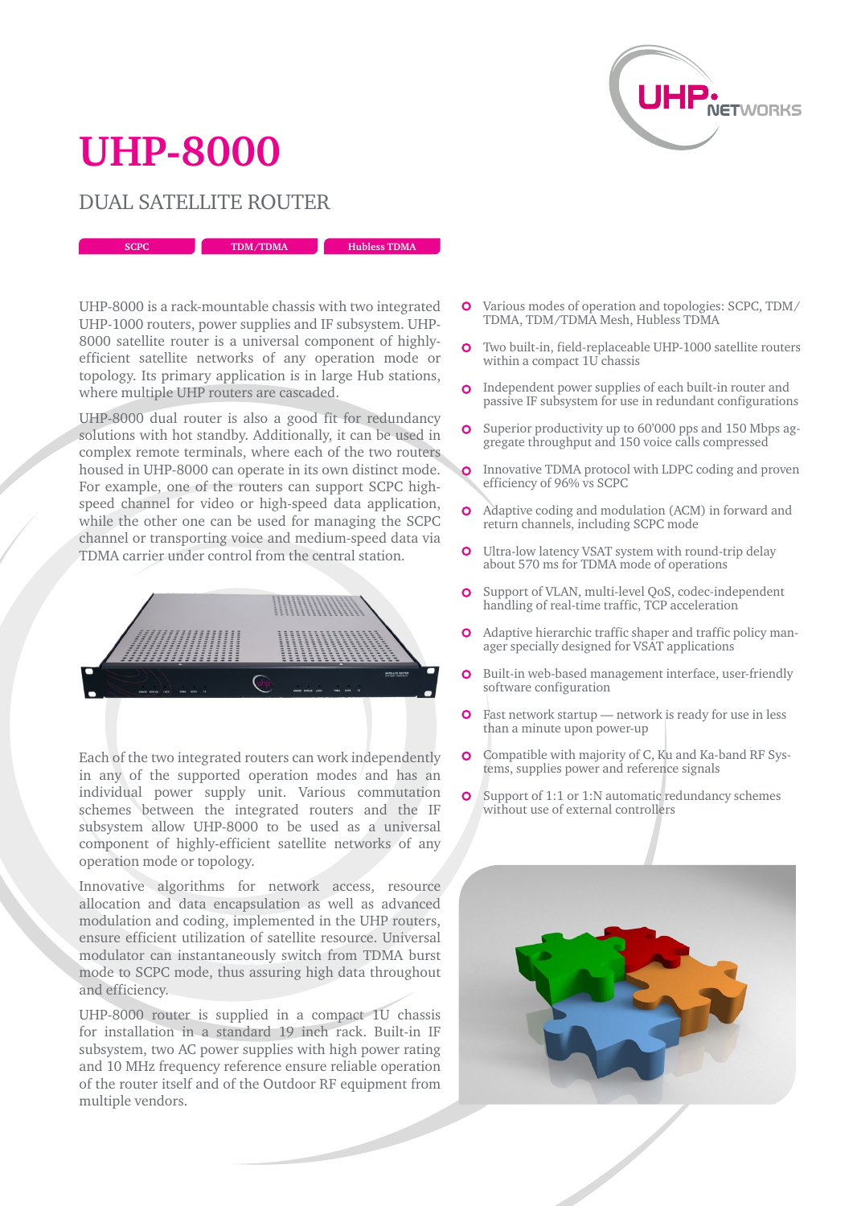# UHP-8000

## DUAL SATELLITE ROUTER

SCPC | TDM/TDMA | Hubless TDMA

UHP-8000 is a rack-mountable chassis with two integrated UHP-1000 routers, power supplies and IF subsystem. UHP-8000 satellite router is a universal component of highly-efficient satellite networks of any operation mode or topology. Its primary application is in large Hub stations, where multiple UHP routers are cascaded.

UHP-8000 dual router is also a good fit for redundancy solutions with hot standby. Additionally, it can be used in complex remote terminals, where each of the two routers housed in UHP-8000 can operate in its own distinct mode. For example, one of the routers can support SCPC high-speed channel for video or high-speed data application, while the other one can be used for managing the SCPC channel or transporting voice and medium-speed data via TDMA carrier under control from the central station.

Each of the two integrated routers can work independently in any of the supported operation modes and has an individual power supply unit. Various commutation schemes between the integrated routers and the IF subsystem allow UHP-8000 to be used as a universal component of highly-efficient satellite networks of any operation mode or topology.

Innovative algorithms for network access, resource allocation and data encapsulation as well as advanced modulation and coding, implemented in the UHP routers, ensure efficient utilization of satellite resource. Universal modulator can instantaneously switch from TDMA burst mode to SCPC mode, thus assuring high data throughput and efficiency.

UHP-8000 router is supplied in a compact 1U chassis for installation in a standard 19 inch rack. Built-in IF subsystem, two AC power supplies with high power rating and 10 MHz frequency reference ensure reliable operation of the router itself and of the Outdoor RF equipment from multiple vendors.

- Various modes of operation and topologies: SCPC, TDM/TDMA, TDM/TDMA Mesh, Hubless TDMA
- Two built-in, field-replaceable UHP-1000 satellite routers within a compact 1U chassis
- Independent power supplies of each built-in router and passive IF subsystem for use in redundant configurations
- Superior productivity up to 60'000 pps and 150 Mbps aggregate throughput and 150 voice calls compressed
- Innovative TDMA protocol with LDPC coding and proven efficiency of 96% vs SCPC
- Adaptive coding and modulation (ACM) in forward and return channels, including SCPC mode
- Ultra-low latency VSAT system with round-trip delay about 570 ms for TDMA mode of operations
- Support of VLAN, multi-level QoS, codec-independent handling of real-time traffic, TCP acceleration
- Adaptive hierarchic traffic shaper and traffic policy manager specially designed for VSAT applications
- Built-in web-based management interface, user-friendly software configuration
- Fast network startup — network is ready for use in less than a minute upon power-up
- Compatible with majority of C, Ku and Ka-band RF Systems, supplies power and reference signals
- Support of 1:1 or 1:N automatic redundancy schemes without use of external controllers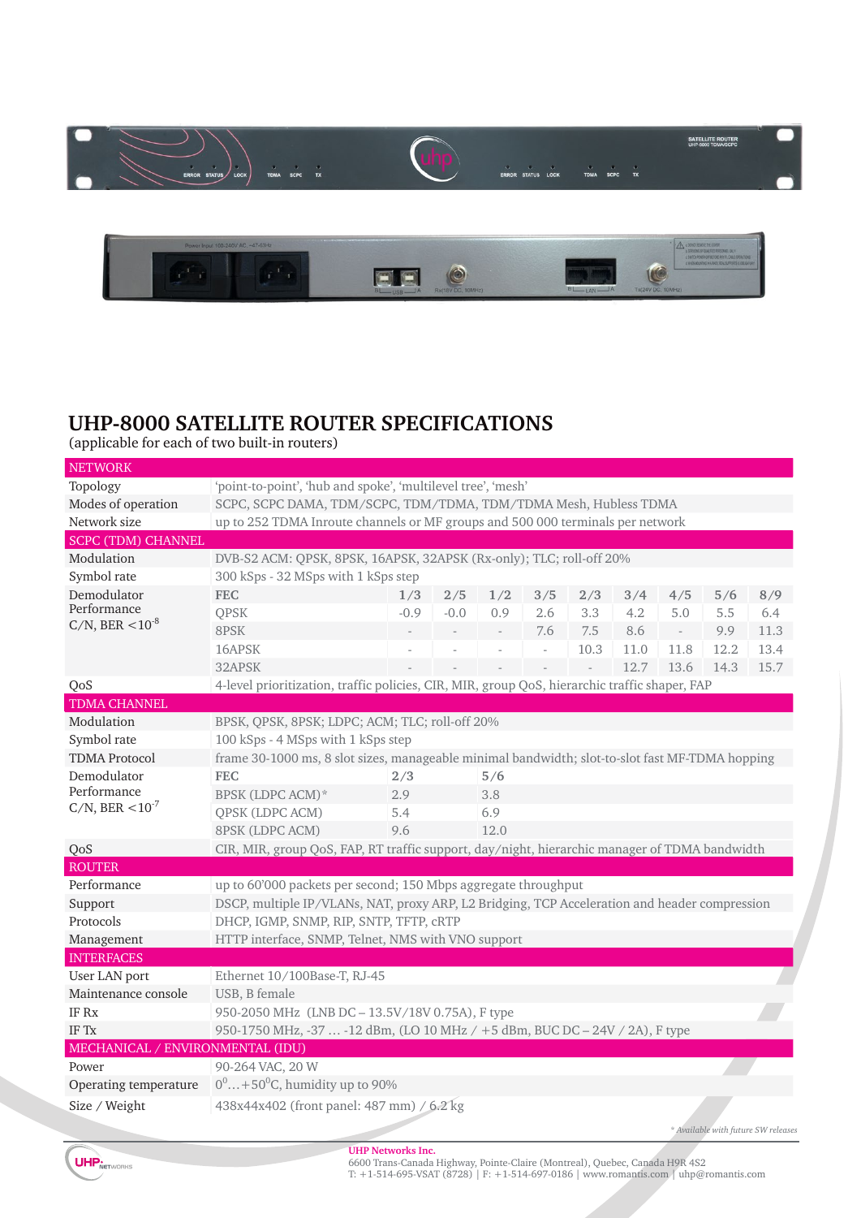# UHP-8000 SATELLITE ROUTER SPECIFICATIONS

(applicable for each of two built-in routers)

| | | | | | | | | | | |
|---|---|---|---|---|---|---|---|---|---|---|
| **NETWORK** | | | | | | | | | | |
| Topology | 'point-to-point', 'hub and spoke', 'multilevel tree', 'mesh' | | | | | | | | | |
| Modes of operation | SCPC, SCPC DAMA, TDM/SCPC, TDM/TDMA, TDM/TDMA Mesh, Hubless TDMA | | | | | | | | | |
| Network size | up to 252 TDMA Inroute channels or MF groups and 500 000 terminals per network | | | | | | | | | |
| **SCPC (TDM) CHANNEL** | | | | | | | | | | |
| Modulation | DVB-S2 ACM: QPSK, 8PSK, 16APSK, 32APSK (Rx-only); TLC; roll-off 20% | | | | | | | | | |
| Symbol rate | 300 kSps - 32 MSps with 1 kSps step | | | | | | | | | |
| Demodulator Performance C/N, BER $<10^{-8}$ | FEC | 1/3 | 2/5 | 1/2 | 3/5 | 2/3 | 3/4 | 4/5 | 5/6 | 8/9 |
| | QPSK | -0.9 | -0.0 | 0.9 | 2.6 | 3.3 | 4.2 | 5.0 | 5.5 | 6.4 |
| | 8PSK | - | - | - | 7.6 | 7.5 | 8.6 | - | 9.9 | 11.3 |
| | 16APSK | - | - | - | - | 10.3 | 11.0 | 11.8 | 12.2 | 13.4 |
| | 32APSK | - | - | - | - | - | 12.7 | 13.6 | 14.3 | 15.7 |
| QoS | 4-level prioritization, traffic policies, CIR, MIR, group QoS, hierarchic traffic shaper, FAP | | | | | | | | | |
| **TDMA CHANNEL** | | | | | | | | | | |
| Modulation | BPSK, QPSK, 8PSK; LDPC; ACM; TLC; roll-off 20% | | | | | | | | | |
| Symbol rate | 100 kSps - 4 MSps with 1 kSps step | | | | | | | | | |
| TDMA Protocol | frame 30-1000 ms, 8 slot sizes, manageable minimal bandwidth; slot-to-slot fast MF-TDMA hopping | | | | | | | | | |
| Demodulator Performance C/N, BER $<10^{-7}$ | FEC | 2/3 | 5/6 | | | | | | | |
| | BPSK (LDPC ACM)* | 2.9 | 3.8 | | | | | | | |
| | QPSK (LDPC ACM) | 5.4 | 6.9 | | | | | | | |
| | 8PSK (LDPC ACM) | 9.6 | 12.0 | | | | | | | |
| QoS | CIR, MIR, group QoS, FAP, RT traffic support, day/night, hierarchic manager of TDMA bandwidth | | | | | | | | | |
| **ROUTER** | | | | | | | | | | |
| Performance | up to 60'000 packets per second; 150 Mbps aggregate throughput | | | | | | | | | |
| Support | DSCP, multiple IP/VLANs, NAT, proxy ARP, L2 Bridging, TCP Acceleration and header compression | | | | | | | | | |
| Protocols | DHCP, IGMP, SNMP, RIP, SNTP, TFTP, cRTP | | | | | | | | | |
| Management | HTTP interface, SNMP, Telnet, NMS with VNO support | | | | | | | | | |
| **INTERFACES** | | | | | | | | | | |
| User LAN port | Ethernet 10/100Base-T, RJ-45 | | | | | | | | | |
| Maintenance console | USB, B female | | | | | | | | | |
| IF Rx | 950-2050 MHz (LNB DC – 13.5V/18V 0.75A), F type | | | | | | | | | |
| IF Tx | 950-1750 MHz, -37 … -12 dBm, (LO 10 MHz / +5 dBm, BUC DC – 24V / 2A), F type | | | | | | | | | |
| **MECHANICAL / ENVIRONMENTAL (IDU)** | | | | | | | | | | |
| Power | 90-264 VAC, 20 W | | | | | | | | | |
| Operating temperature | $0^0…+50^0$C, humidity up to 90% | | | | | | | | | |
| Size / Weight | 438x44x402 (front panel: 487 mm) / 6.2 kg | | | | | | | | | |

*\* Available with future SW releases*

**UHP Networks Inc.**
6600 Trans-Canada Highway, Pointe-Claire (Montreal), Quebec, Canada H9R 4S2
T: +1-514-695-VSAT (8728) | F: +1-514-697-0186 | www.romantis.com | uhp@romantis.com